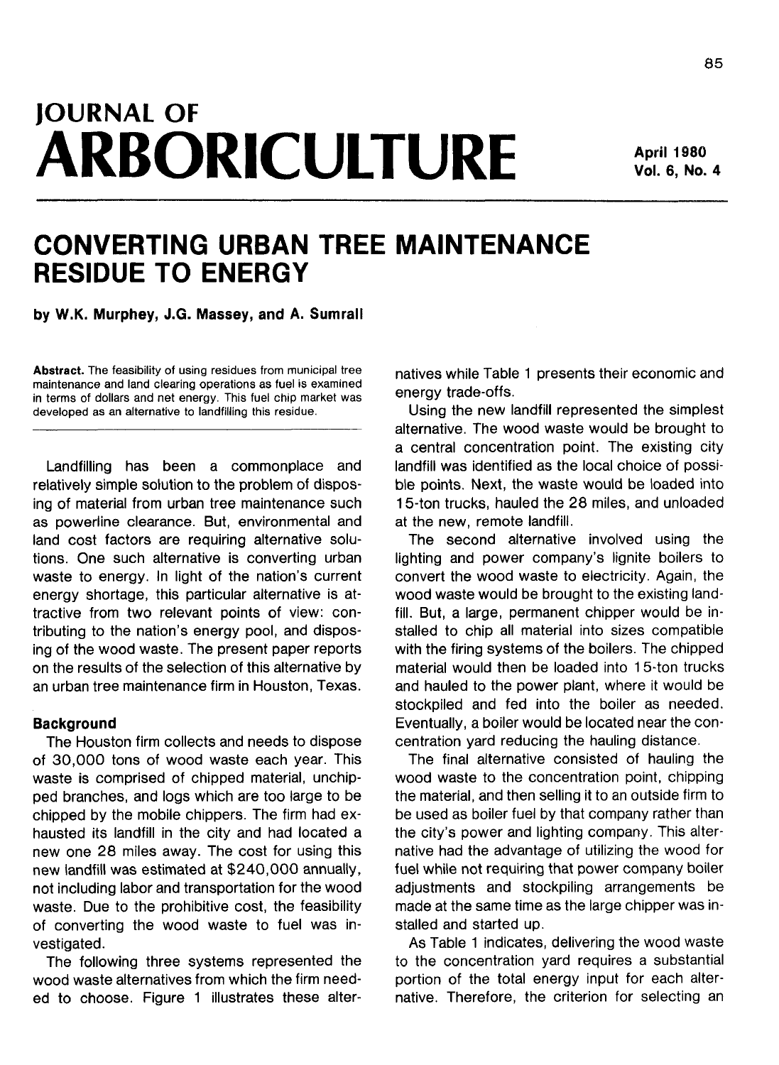# JOURNAL OF ARBORICULTURE

April 1980
Vol. 6, No. 4

## CONVERTING URBAN TREE MAINTENANCE RESIDUE TO ENERGY

**by W.K. Murphey, J.G. Massey, and A. Sumrall**

**Abstract.** The feasibility of using residues from municipal tree maintenance and land clearing operations as fuel is examined in terms of dollars and net energy. This fuel chip market was developed as an alternative to landfilling this residue.

Landfilling has been a commonplace and relatively simple solution to the problem of disposing of material from urban tree maintenance such as powerline clearance. But, environmental and land cost factors are requiring alternative solutions. One such alternative is converting urban waste to energy. In light of the nation's current energy shortage, this particular alternative is attractive from two relevant points of view: contributing to the nation's energy pool, and disposing of the wood waste. The present paper reports on the results of the selection of this alternative by an urban tree maintenance firm in Houston, Texas.

### Background

The Houston firm collects and needs to dispose of 30,000 tons of wood waste each year. This waste is comprised of chipped material, unchipped branches, and logs which are too large to be chipped by the mobile chippers. The firm had exhausted its landfill in the city and had located a new one 28 miles away. The cost for using this new landfill was estimated at $240,000 annually, not including labor and transportation for the wood waste. Due to the prohibitive cost, the feasibility of converting the wood waste to fuel was investigated.

The following three systems represented the wood waste alternatives from which the firm needed to choose. Figure 1 illustrates these alternatives while Table 1 presents their economic and energy trade-offs.

Using the new landfill represented the simplest alternative. The wood waste would be brought to a central concentration point. The existing city landfill was identified as the local choice of possible points. Next, the waste would be loaded into 15-ton trucks, hauled the 28 miles, and unloaded at the new, remote landfill.

The second alternative involved using the lighting and power company's lignite boilers to convert the wood waste to electricity. Again, the wood waste would be brought to the existing landfill. But, a large, permanent chipper would be installed to chip all material into sizes compatible with the firing systems of the boilers. The chipped material would then be loaded into 15-ton trucks and hauled to the power plant, where it would be stockpiled and fed into the boiler as needed. Eventually, a boiler would be located near the concentration yard reducing the hauling distance.

The final alternative consisted of hauling the wood waste to the concentration point, chipping the material, and then selling it to an outside firm to be used as boiler fuel by that company rather than the city's power and lighting company. This alternative had the advantage of utilizing the wood for fuel while not requiring that power company boiler adjustments and stockpiling arrangements be made at the same time as the large chipper was installed and started up.

As Table 1 indicates, delivering the wood waste to the concentration yard requires a substantial portion of the total energy input for each alternative. Therefore, the criterion for selecting an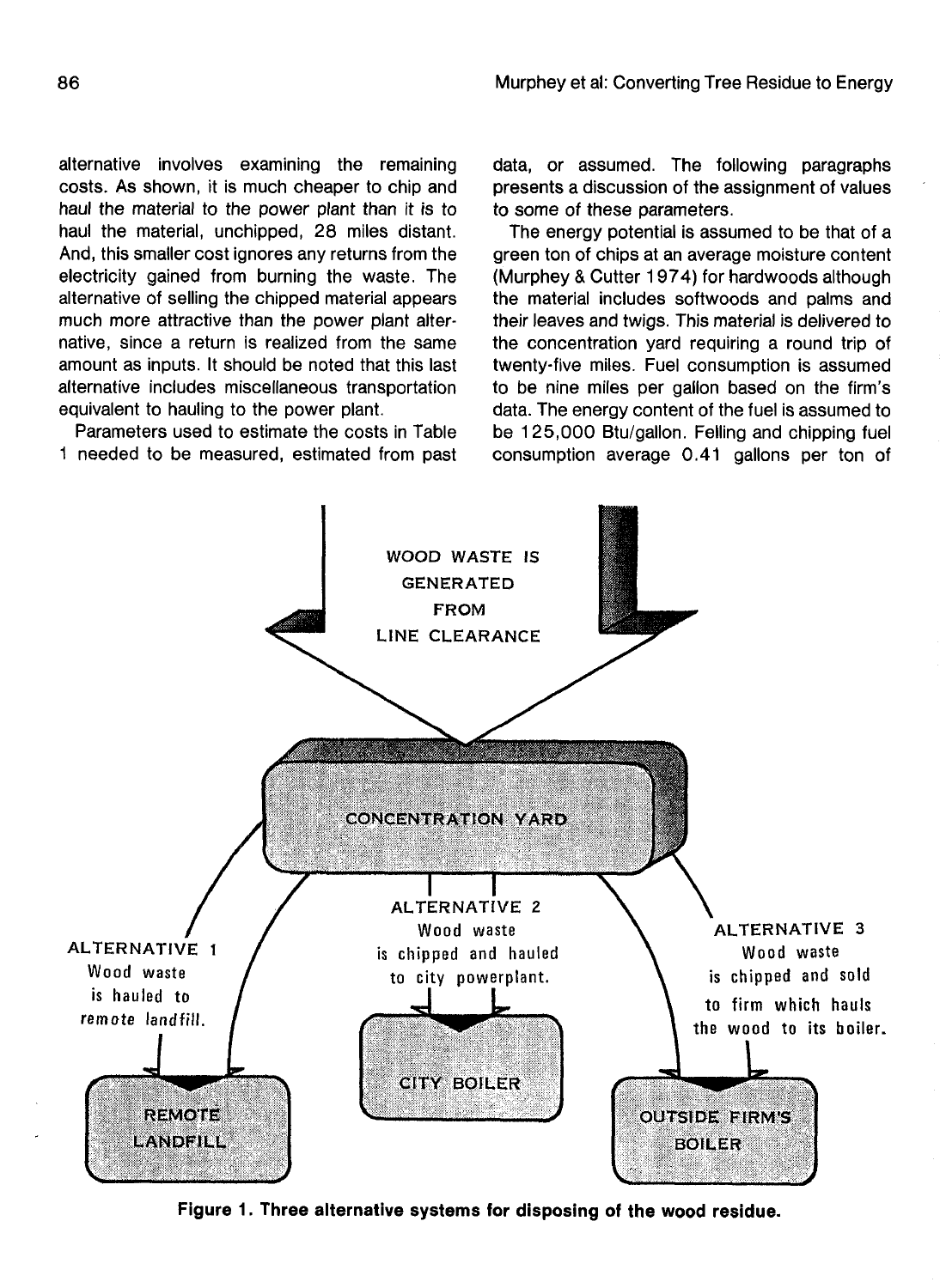alternative involves examining the remaining costs. As shown, it is much cheaper to chip and haul the material to the power plant than it is to haul the material, unchipped, 28 miles distant. And, this smaller cost ignores any returns from the electricity gained from burning the waste. The alternative of selling the chipped material appears much more attractive than the power plant alternative, since a return is realized from the same amount as inputs. It should be noted that this last alternative includes miscellaneous transportation equivalent to hauling to the power plant.

Parameters used to estimate the costs in Table 1 needed to be measured, estimated from past data, or assumed. The following paragraphs presents a discussion of the assignment of values to some of these parameters.

The energy potential is assumed to be that of a green ton of chips at an average moisture content (Murphey & Cutter 1974) for hardwoods although the material includes softwoods and palms and their leaves and twigs. This material is delivered to the concentration yard requiring a round trip of twenty-five miles. Fuel consumption is assumed to be nine miles per gallon based on the firm's data. The energy content of the fuel is assumed to be 125,000 Btu/gallon. Felling and chipping fuel consumption average 0.41 gallons per ton of

WOOD WASTE IS GENERATED FROM LINE CLEARANCE

CONCENTRATION YARD

ALTERNATIVE 1 Wood waste is hauled to remote landfill.

ALTERNATIVE 2 Wood waste is chipped and hauled to city powerplant.

ALTERNATIVE 3 Wood waste is chipped and sold to firm which hauls the wood to its boiler.

REMOTE LANDFILL

CITY BOILER

OUTSIDE FIRM'S BOILER

**Figure 1. Three alternative systems for disposing of the wood residue.**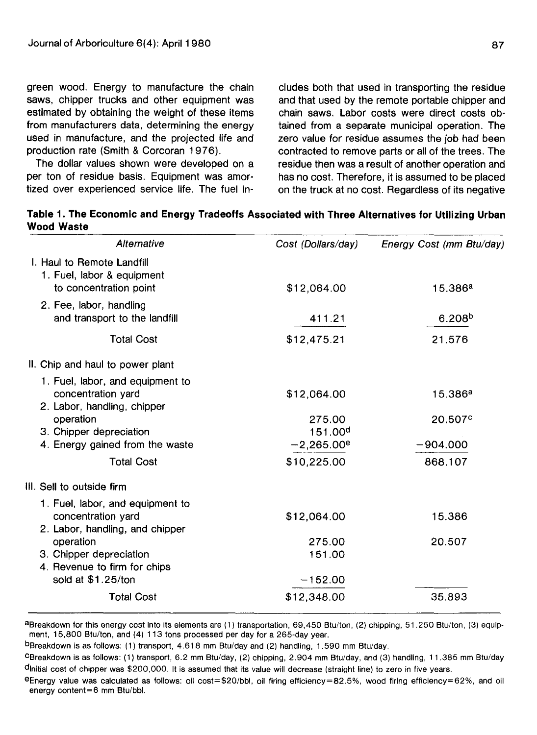green wood. Energy to manufacture the chain saws, chipper trucks and other equipment was estimated by obtaining the weight of these items from manufacturers data, determining the energy used in manufacture, and the projected life and production rate (Smith & Corcoran 1976).

The dollar values shown were developed on a per ton of residue basis. Equipment was amortized over experienced service life. The fuel includes both that used in transporting the residue and that used by the remote portable chipper and chain saws. Labor costs were direct costs obtained from a separate municipal operation. The zero value for residue assumes the job had been contracted to remove parts or all of the trees. The residue then was a result of another operation and has no cost. Therefore, it is assumed to be placed on the truck at no cost. Regardless of its negative

**Table 1. The Economic and Energy Tradeoffs Associated with Three Alternatives for Utilizing Urban Wood Waste**

| *Alternative* | *Cost (Dollars/day)* | *Energy Cost (mm Btu/day)* |
|---|---|---|
| I. Haul to Remote Landfill | | |
| 1. Fuel, labor & equipment to concentration point | $12,064.00 | 15.386[a] |
| 2. Fee, labor, handling and transport to the landfill | 411.21 | 6.208[b] |
| Total Cost | $12,475.21 | 21.576 |
| II. Chip and haul to power plant | | |
| 1. Fuel, labor, and equipment to concentration yard | $12,064.00 | 15.386[a] |
| 2. Labor, handling, chipper operation | 275.00 | 20.507[c] |
| 3. Chipper depreciation | 151.00[d] | |
| 4. Energy gained from the waste | −2,265.00[e] | −904.000 |
| Total Cost | $10,225.00 | 868.107 |
| III. Sell to outside firm | | |
| 1. Fuel, labor, and equipment to concentration yard | $12,064.00 | 15.386 |
| 2. Labor, handling, and chipper operation | 275.00 | 20.507 |
| 3. Chipper depreciation | 151.00 | |
| 4. Revenue to firm for chips sold at $1.25/ton | −152.00 | |
| Total Cost | $12,348.00 | 35.893 |

[a]Breakdown for this energy cost into its elements are (1) transportation, 69,450 Btu/ton, (2) chipping, 51.250 Btu/ton, (3) equipment, 15,800 Btu/ton, and (4) 113 tons processed per day for a 265-day year.

[b]Breakdown is as follows: (1) transport, 4.618 mm Btu/day and (2) handling, 1.590 mm Btu/day.

[c]Breakdown is as follows: (1) transport, 6.2 mm Btu/day, (2) chipping, 2.904 mm Btu/day, and (3) handling, 11.385 mm Btu/day

[d]Initial cost of chipper was $200,000. It is assumed that its value will decrease (straight line) to zero in five years.

[e]Energy value was calculated as follows: oil cost=$20/bbl, oil firing efficiency=82.5%, wood firing efficiency=62%, and oil energy content=6 mm Btu/bbl.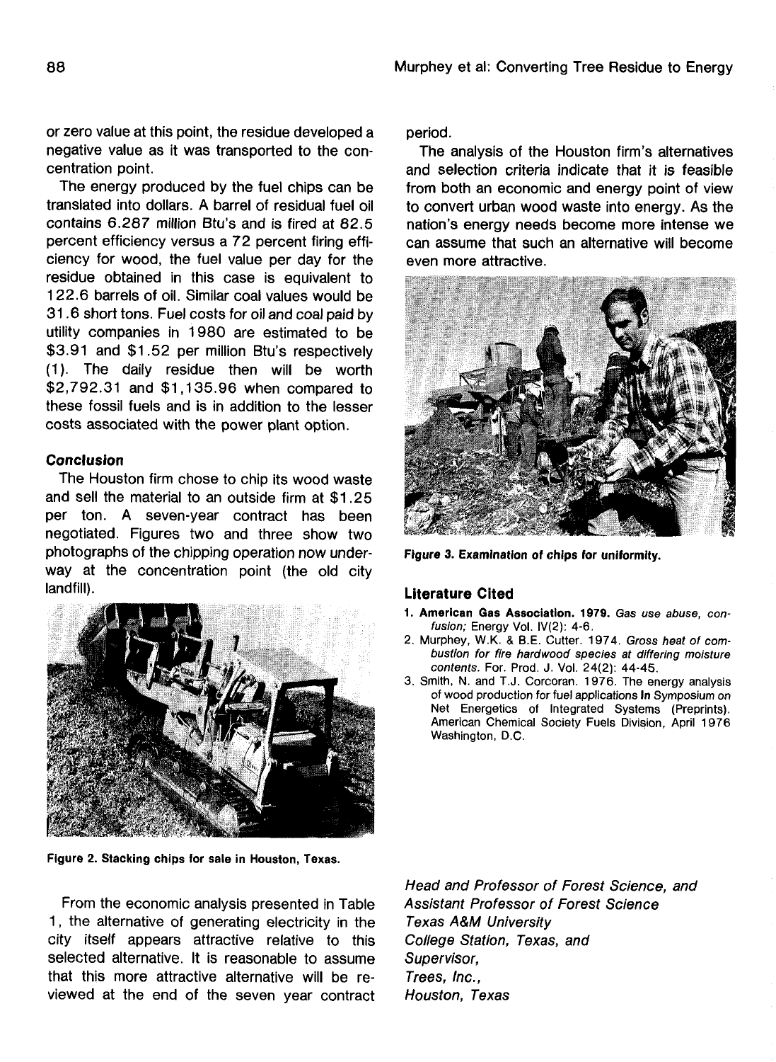or zero value at this point, the residue developed a negative value as it was transported to the concentration point.

The energy produced by the fuel chips can be translated into dollars. A barrel of residual fuel oil contains 6.287 million Btu's and is fired at 82.5 percent efficiency versus a 72 percent firing efficiency for wood, the fuel value per day for the residue obtained in this case is equivalent to 122.6 barrels of oil. Similar coal values would be 31.6 short tons. Fuel costs for oil and coal paid by utility companies in 1980 are estimated to be $3.91 and $1.52 per million Btu's respectively (1). The daily residue then will be worth $2,792.31 and $1,135.96 when compared to these fossil fuels and is in addition to the lesser costs associated with the power plant option.

### Conclusion

The Houston firm chose to chip its wood waste and sell the material to an outside firm at $1.25 per ton. A seven-year contract has been negotiated. Figures two and three show two photographs of the chipping operation now underway at the concentration point (the old city landfill).

**Figure 2. Stacking chips for sale in Houston, Texas.**

From the economic analysis presented in Table 1, the alternative of generating electricity in the city itself appears attractive relative to this selected alternative. It is reasonable to assume that this more attractive alternative will be reviewed at the end of the seven year contract period.

The analysis of the Houston firm's alternatives and selection criteria indicate that it is feasible from both an economic and energy point of view to convert urban wood waste into energy. As the nation's energy needs become more intense we can assume that such an alternative will become even more attractive.

**Figure 3. Examination of chips for uniformity.**

### Literature Cited

1. **American Gas Association. 1979.** *Gas use abuse, confusion;* Energy Vol. IV(2): 4-6.
2. Murphey, W.K. & B.E. Cutter. 1974. *Gross heat of combustion for fire hardwood species at differing moisture contents.* For. Prod. J. Vol. 24(2): 44-45.
3. Smith, N. and T.J. Corcoran. 1976. The energy analysis of wood production for fuel applications **In** *Symposium on Net Energetics of Integrated Systems (Preprints).* American Chemical Society Fuels Division, April 1976 Washington, D.C.

*Head and Professor of Forest Science, and*
*Assistant Professor of Forest Science*
*Texas A&M University*
*College Station, Texas, and*
*Supervisor,*
*Trees, Inc.,*
*Houston, Texas*